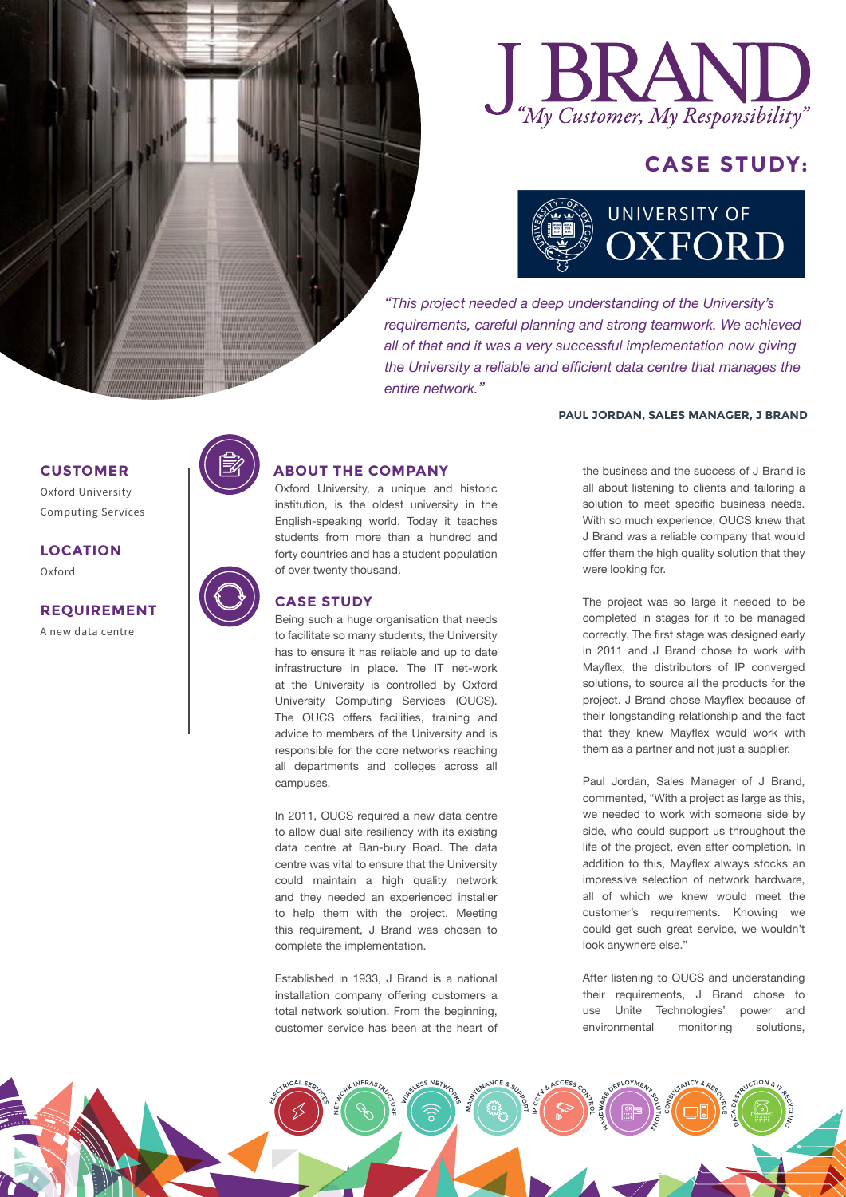# J BRAND

*"My Customer, My Responsibility"*

## CASE STUDY:

UNIVERSITY OF OXFORD

*"This project needed a deep understanding of the University's requirements, careful planning and strong teamwork. We achieved all of that and it was a very successful implementation now giving the University a reliable and efficient data centre that manages the entire network."*

**PAUL JORDAN, SALES MANAGER, J BRAND**

**CUSTOMER**
Oxford University Computing Services

**LOCATION**
Oxford

**REQUIREMENT**
A new data centre

### ABOUT THE COMPANY

Oxford University, a unique and historic institution, is the oldest university in the English-speaking world. Today it teaches students from more than a hundred and forty countries and has a student population of over twenty thousand.

### CASE STUDY

Being such a huge organisation that needs to facilitate so many students, the University has to ensure it has reliable and up to date infrastructure in place. The IT net-work at the University is controlled by Oxford University Computing Services (OUCS). The OUCS offers facilities, training and advice to members of the University and is responsible for the core networks reaching all departments and colleges across all campuses.

In 2011, OUCS required a new data centre to allow dual site resiliency with its existing data centre at Ban-bury Road. The data centre was vital to ensure that the University could maintain a high quality network and they needed an experienced installer to help them with the project. Meeting this requirement, J Brand was chosen to complete the implementation.

Established in 1933, J Brand is a national installation company offering customers a total network solution. From the beginning, customer service has been at the heart of the business and the success of J Brand is all about listening to clients and tailoring a solution to meet specific business needs. With so much experience, OUCS knew that J Brand was a reliable company that would offer them the high quality solution that they were looking for.

The project was so large it needed to be completed in stages for it to be managed correctly. The first stage was designed early in 2011 and J Brand chose to work with Mayflex, the distributors of IP converged solutions, to source all the products for the project. J Brand chose Mayflex because of their longstanding relationship and the fact that they knew Mayflex would work with them as a partner and not just a supplier.

Paul Jordan, Sales Manager of J Brand, commented, "With a project as large as this, we needed to work with someone side by side, who could support us throughout the life of the project, even after completion. In addition to this, Mayflex always stocks an impressive selection of network hardware, all of which we knew would meet the customer's requirements. Knowing we could get such great service, we wouldn't look anywhere else."

After listening to OUCS and understanding their requirements, J Brand chose to use Unite Technologies' power and environmental monitoring solutions,

ELECTRICAL SERVICES · NETWORK INFRASTRUCTURE · WIRELESS NETWORKS · MAINTENANCE & SUPPORT · IP CCTV & ACCESS CONTROL · HARDWARE DEPLOYMENT SOLUTIONS · CONSULTANCY & RESOURCE · DATA DESTRUCTION & IT RECYCLING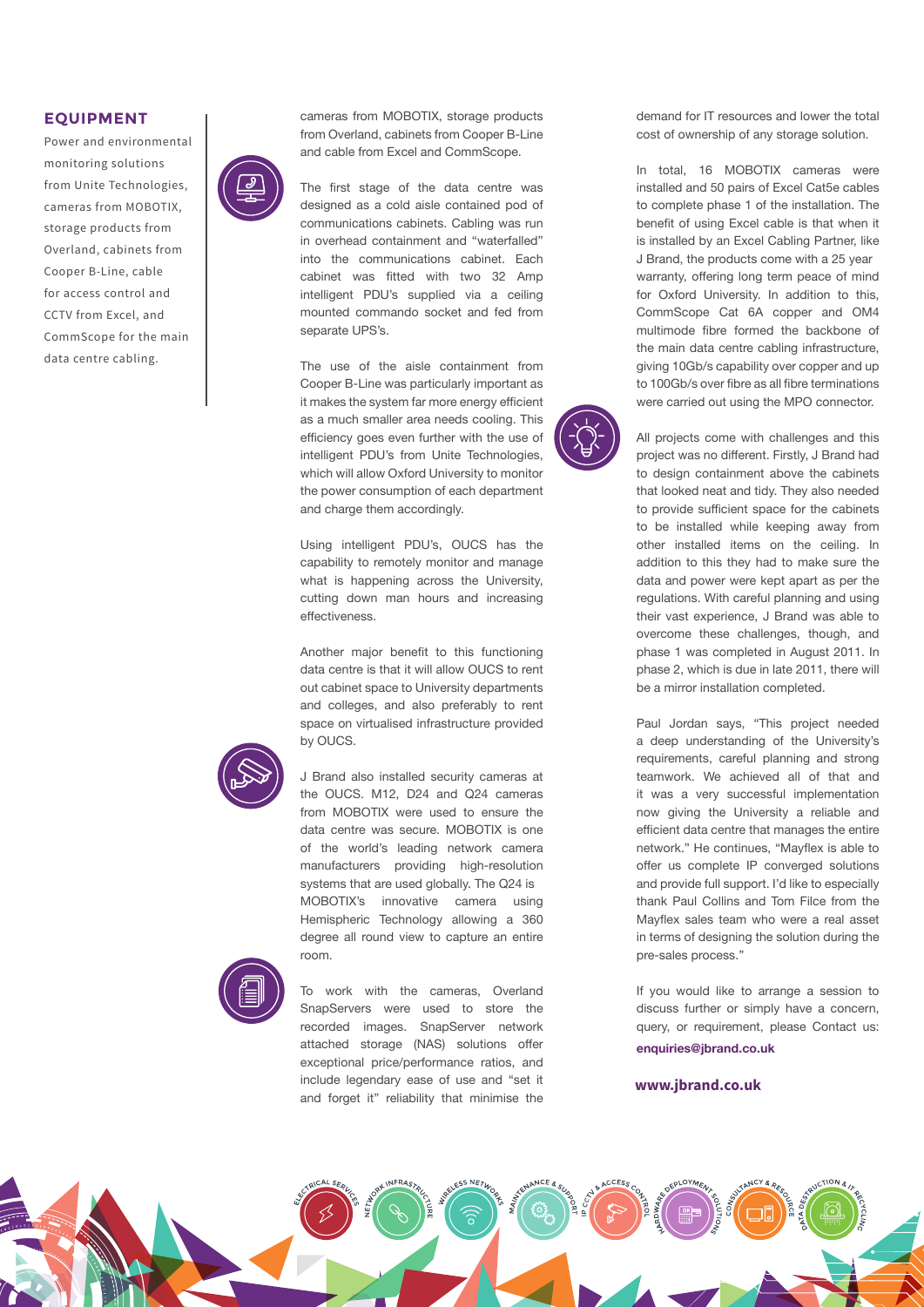## EQUIPMENT

Power and environmental monitoring solutions from Unite Technologies, cameras from MOBOTIX, storage products from Overland, cabinets from Cooper B-Line, cable for access control and CCTV from Excel, and CommScope for the main data centre cabling.

cameras from MOBOTIX, storage products from Overland, cabinets from Cooper B-Line and cable from Excel and CommScope.

The first stage of the data centre was designed as a cold aisle contained pod of communications cabinets. Cabling was run in overhead containment and "waterfalled" into the communications cabinet. Each cabinet was fitted with two 32 Amp intelligent PDU's supplied via a ceiling mounted commando socket and fed from separate UPS's.

The use of the aisle containment from Cooper B-Line was particularly important as it makes the system far more energy efficient as a much smaller area needs cooling. This efficiency goes even further with the use of intelligent PDU's from Unite Technologies, which will allow Oxford University to monitor the power consumption of each department and charge them accordingly.

Using intelligent PDU's, OUCS has the capability to remotely monitor and manage what is happening across the University, cutting down man hours and increasing effectiveness.

Another major benefit to this functioning data centre is that it will allow OUCS to rent out cabinet space to University departments and colleges, and also preferably to rent space on virtualised infrastructure provided by OUCS.

J Brand also installed security cameras at the OUCS. M12, D24 and Q24 cameras from MOBOTIX were used to ensure the data centre was secure. MOBOTIX is one of the world's leading network camera manufacturers providing high-resolution systems that are used globally. The Q24 is MOBOTIX's innovative camera using Hemispheric Technology allowing a 360 degree all round view to capture an entire room.

To work with the cameras, Overland SnapServers were used to store the recorded images. SnapServer network attached storage (NAS) solutions offer exceptional price/performance ratios, and include legendary ease of use and "set it and forget it" reliability that minimise the demand for IT resources and lower the total cost of ownership of any storage solution.

In total, 16 MOBOTIX cameras were installed and 50 pairs of Excel Cat5e cables to complete phase 1 of the installation. The benefit of using Excel cable is that when it is installed by an Excel Cabling Partner, like J Brand, the products come with a 25 year warranty, offering long term peace of mind for Oxford University. In addition to this, CommScope Cat 6A copper and OM4 multimode fibre formed the backbone of the main data centre cabling infrastructure, giving 10Gb/s capability over copper and up to 100Gb/s over fibre as all fibre terminations were carried out using the MPO connector.

All projects come with challenges and this project was no different. Firstly, J Brand had to design containment above the cabinets that looked neat and tidy. They also needed to provide sufficient space for the cabinets to be installed while keeping away from other installed items on the ceiling. In addition to this they had to make sure the data and power were kept apart as per the regulations. With careful planning and using their vast experience, J Brand was able to overcome these challenges, though, and phase 1 was completed in August 2011. In phase 2, which is due in late 2011, there will be a mirror installation completed.

Paul Jordan says, "This project needed a deep understanding of the University's requirements, careful planning and strong teamwork. We achieved all of that and it was a very successful implementation now giving the University a reliable and efficient data centre that manages the entire network." He continues, "Mayflex is able to offer us complete IP converged solutions and provide full support. I'd like to especially thank Paul Collins and Tom Filce from the Mayflex sales team who were a real asset in terms of designing the solution during the pre-sales process."

If you would like to arrange a session to discuss further or simply have a concern, query, or requirement, please Contact us: **enquiries@jbrand.co.uk**

**www.jbrand.co.uk**

ELECTRICAL SERVICES
NETWORK INFRASTRUCTURE
WIRELESS NETWORKS
MAINTENANCE & SUPPORT
IP CCTV & ACCESS CONTROL
HARDWARE DEPLOYMENT SOLUTIONS
CONSULTANCY & RESOURCE
DATA DESTRUCTION & IT RECYCLING